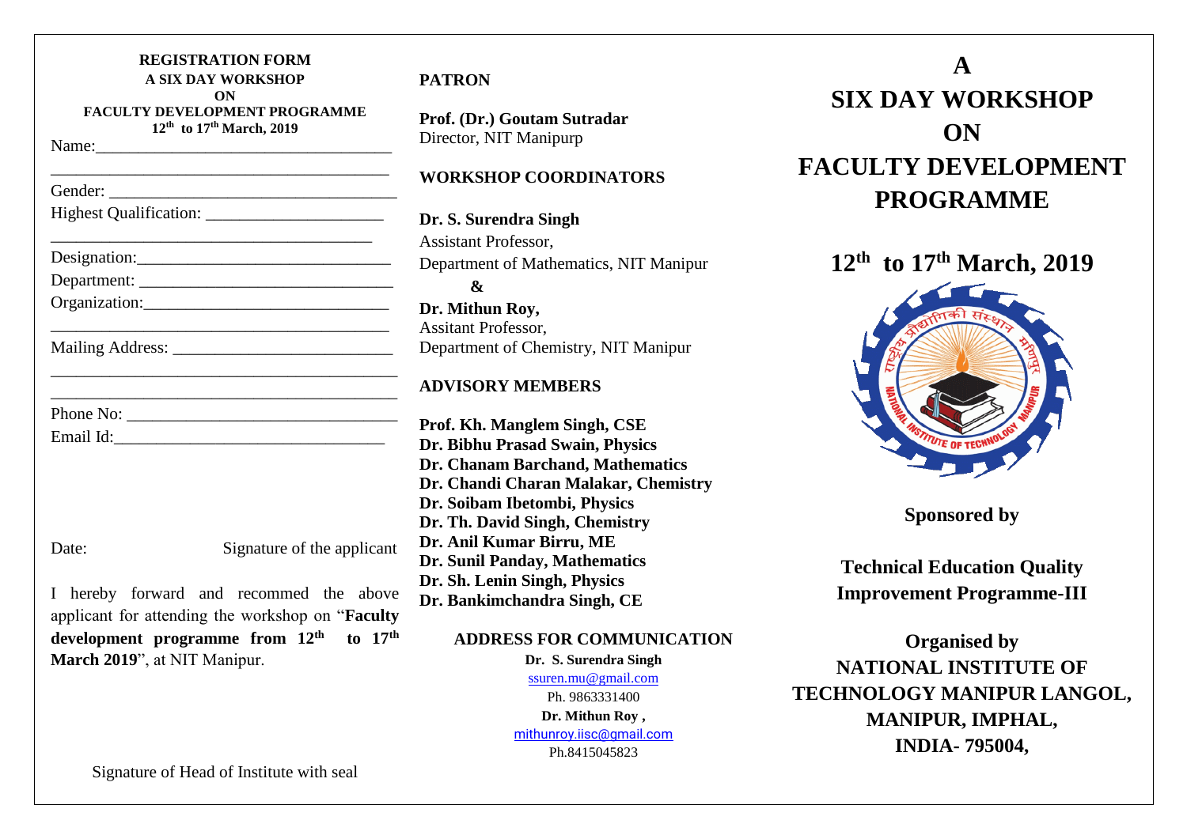**REGISTRATION FORM**
**A SIX DAY WORKSHOP**
**ON**
**FACULTY DEVELOPMENT PROGRAMME**
**$12^{th}$ to $17^{th}$ March, 2019**

Name:\_\_\_\_\_\_\_\_\_\_\_\_\_\_\_\_\_\_\_\_\_\_\_\_\_\_\_\_\_\_\_\_\_\_\_\_

\_\_\_\_\_\_\_\_\_\_\_\_\_\_\_\_\_\_\_\_\_\_\_\_\_\_\_\_\_\_\_\_\_\_\_\_\_\_\_\_

Gender: \_\_\_\_\_\_\_\_\_\_\_\_\_\_\_\_\_\_\_\_\_\_\_\_\_\_\_\_\_\_\_\_\_\_

Highest Qualification: \_\_\_\_\_\_\_\_\_\_\_\_\_\_\_\_\_\_\_\_\_

\_\_\_\_\_\_\_\_\_\_\_\_\_\_\_\_\_\_\_\_\_\_\_\_\_\_\_\_\_\_\_\_\_\_\_\_\_\_\_\_

Designation:\_\_\_\_\_\_\_\_\_\_\_\_\_\_\_\_\_\_\_\_\_\_\_\_\_\_\_\_\_\_

Department: \_\_\_\_\_\_\_\_\_\_\_\_\_\_\_\_\_\_\_\_\_\_\_\_\_\_\_\_\_\_

Organization:\_\_\_\_\_\_\_\_\_\_\_\_\_\_\_\_\_\_\_\_\_\_\_\_\_\_\_\_\_

\_\_\_\_\_\_\_\_\_\_\_\_\_\_\_\_\_\_\_\_\_\_\_\_\_\_\_\_\_\_\_\_\_\_\_\_\_\_\_\_

Mailing Address: \_\_\_\_\_\_\_\_\_\_\_\_\_\_\_\_\_\_\_\_\_\_\_\_\_\_

\_\_\_\_\_\_\_\_\_\_\_\_\_\_\_\_\_\_\_\_\_\_\_\_\_\_\_\_\_\_\_\_\_\_\_\_\_\_\_\_

\_\_\_\_\_\_\_\_\_\_\_\_\_\_\_\_\_\_\_\_\_\_\_\_\_\_\_\_\_\_\_\_\_\_\_\_\_\_\_\_

Phone No: \_\_\_\_\_\_\_\_\_\_\_\_\_\_\_\_\_\_\_\_\_\_\_\_\_\_\_\_\_\_\_\_

Email Id:\_\_\_\_\_\_\_\_\_\_\_\_\_\_\_\_\_\_\_\_\_\_\_\_\_\_\_\_\_\_\_\_

Date: Signature of the applicant

I hereby forward and recommed the above applicant for attending the workshop on "**Faculty development programme from $12^{th}$ to $17^{th}$ March 2019**", at NIT Manipur.

Signature of Head of Institute with seal

**PATRON**

**Prof. (Dr.) Goutam Sutradar**
Director, NIT Manipurp

**WORKSHOP COORDINATORS**

**Dr. S. Surendra Singh**
Assistant Professor,
Department of Mathematics, NIT Manipur

**&**

**Dr. Mithun Roy,**
Assitant Professor,
Department of Chemistry, NIT Manipur

**ADVISORY MEMBERS**

**Prof. Kh. Manglem Singh, CSE**
**Dr. Bibhu Prasad Swain, Physics**
**Dr. Chanam Barchand, Mathematics**
**Dr. Chandi Charan Malakar, Chemistry**
**Dr. Soibam Ibetombi, Physics**
**Dr. Th. David Singh, Chemistry**
**Dr. Anil Kumar Birru, ME**
**Dr. Sunil Panday, Mathematics**
**Dr. Sh. Lenin Singh, Physics**
**Dr. Bankimchandra Singh, CE**

**ADDRESS FOR COMMUNICATION**

**Dr. S. Surendra Singh**
ssuren.mu@gmail.com
Ph. 9863331400
**Dr. Mithun Roy ,**
mithunroy.iisc@gmail.com
Ph.8415045823

# A SIX DAY WORKSHOP ON FACULTY DEVELOPMENT PROGRAMME

## $12^{th}$ to $17^{th}$ March, 2019

**Sponsored by**

**Technical Education Quality Improvement Programme-III**

**Organised by**
**NATIONAL INSTITUTE OF TECHNOLOGY MANIPUR LANGOL, MANIPUR, IMPHAL, INDIA- 795004,**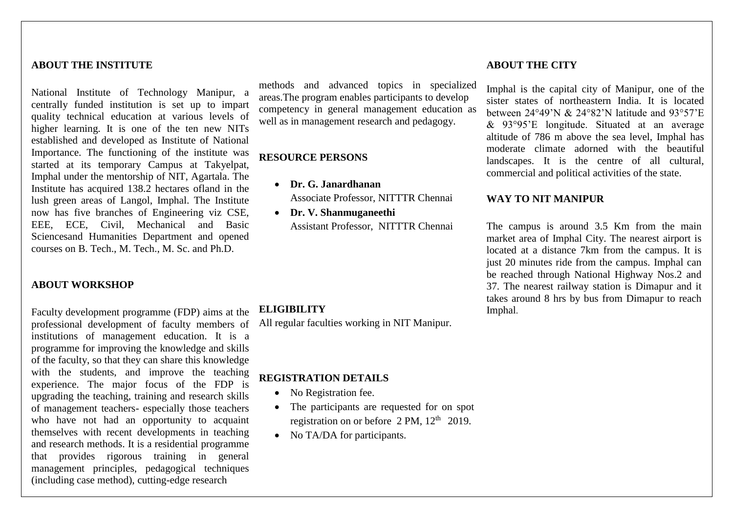## ABOUT THE INSTITUTE

National Institute of Technology Manipur, a centrally funded institution is set up to impart quality technical education at various levels of higher learning. It is one of the ten new NITs established and developed as Institute of National Importance. The functioning of the institute was started at its temporary Campus at Takyelpat, Imphal under the mentorship of NIT, Agartala. The Institute has acquired 138.2 hectares ofland in the lush green areas of Langol, Imphal. The Institute now has five branches of Engineering viz CSE, EEE, ECE, Civil, Mechanical and Basic Sciencesand Humanities Department and opened courses on B. Tech., M. Tech., M. Sc. and Ph.D.

## ABOUT WORKSHOP

Faculty development programme (FDP) aims at the professional development of faculty members of institutions of management education. It is a programme for improving the knowledge and skills of the faculty, so that they can share this knowledge with the students, and improve the teaching experience. The major focus of the FDP is upgrading the teaching, training and research skills of management teachers- especially those teachers who have not had an opportunity to acquaint themselves with recent developments in teaching and research methods. It is a residential programme that provides rigorous training in general management principles, pedagogical techniques (including case method), cutting-edge research methods and advanced topics in specialized areas.The program enables participants to develop competency in general management education as well as in management research and pedagogy.

## RESOURCE PERSONS

- **Dr. G. Janardhanan**
  Associate Professor, NITTTR Chennai
- **Dr. V. Shanmuganeethi**
  Assistant Professor, NITTTR Chennai

## ELIGIBILITY

All regular faculties working in NIT Manipur.

## REGISTRATION DETAILS

- No Registration fee.
- The participants are requested for on spot registration on or before 2 PM, 12th 2019.
- No TA/DA for participants.

## ABOUT THE CITY

Imphal is the capital city of Manipur, one of the sister states of northeastern India. It is located between 24°49'N & 24°82'N latitude and 93°57'E & 93°95'E longitude. Situated at an average altitude of 786 m above the sea level, Imphal has moderate climate adorned with the beautiful landscapes. It is the centre of all cultural, commercial and political activities of the state.

## WAY TO NIT MANIPUR

The campus is around 3.5 Km from the main market area of Imphal City. The nearest airport is located at a distance 7km from the campus. It is just 20 minutes ride from the campus. Imphal can be reached through National Highway Nos.2 and 37. The nearest railway station is Dimapur and it takes around 8 hrs by bus from Dimapur to reach Imphal.